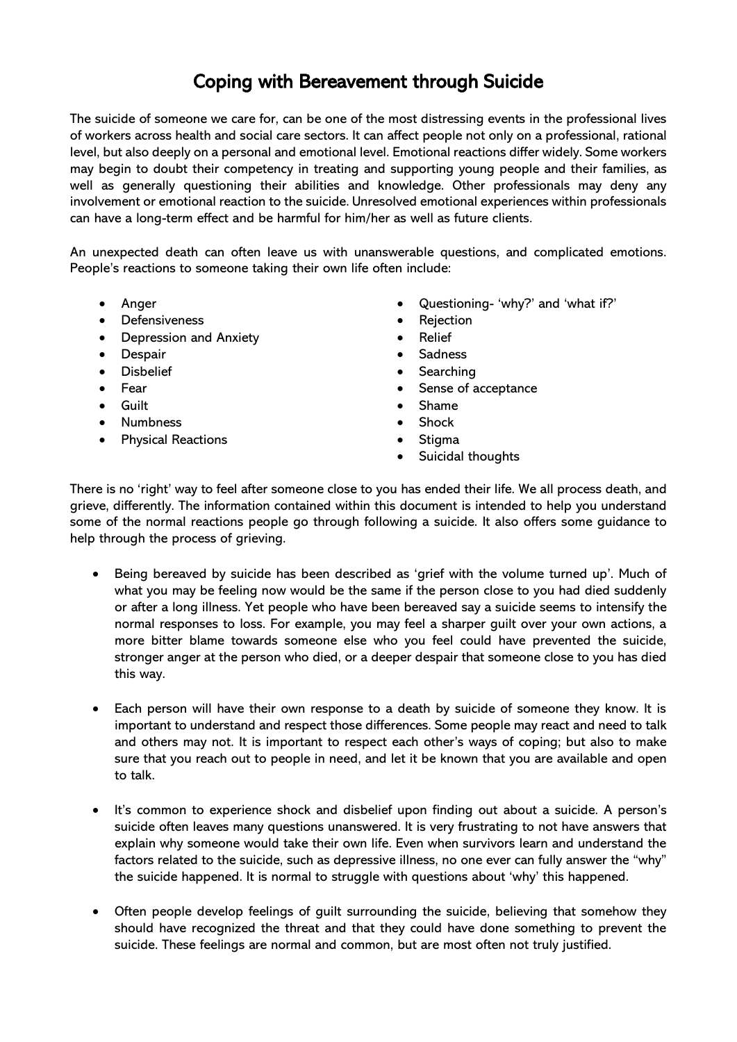# Coping with Bereavement through Suicide

The suicide of someone we care for, can be one of the most distressing events in the professional lives of workers across health and social care sectors. It can affect people not only on a professional, rational level, but also deeply on a personal and emotional level. Emotional reactions differ widely. Some workers may begin to doubt their competency in treating and supporting young people and their families, as well as generally questioning their abilities and knowledge. Other professionals may deny any involvement or emotional reaction to the suicide. Unresolved emotional experiences within professionals can have a long-term effect and be harmful for him/her as well as future clients.

An unexpected death can often leave us with unanswerable questions, and complicated emotions. People's reactions to someone taking their own life often include:

- Anger
- Defensiveness
- Depression and Anxiety
- Despair
- Disbelief
- Fear
- Guilt
- Numbness
- Physical Reactions
- Questioning- 'why?' and 'what if?'
- Rejection
- Relief
- Sadness
- Searching
- Sense of acceptance
- Shame
- Shock
- Stigma
- Suicidal thoughts

There is no 'right' way to feel after someone close to you has ended their life. We all process death, and grieve, differently. The information contained within this document is intended to help you understand some of the normal reactions people go through following a suicide. It also offers some guidance to help through the process of grieving.

- Being bereaved by suicide has been described as 'grief with the volume turned up'. Much of what you may be feeling now would be the same if the person close to you had died suddenly or after a long illness. Yet people who have been bereaved say a suicide seems to intensify the normal responses to loss. For example, you may feel a sharper guilt over your own actions, a more bitter blame towards someone else who you feel could have prevented the suicide, stronger anger at the person who died, or a deeper despair that someone close to you has died this way.

- Each person will have their own response to a death by suicide of someone they know. It is important to understand and respect those differences. Some people may react and need to talk and others may not. It is important to respect each other's ways of coping; but also to make sure that you reach out to people in need, and let it be known that you are available and open to talk.

- It's common to experience shock and disbelief upon finding out about a suicide. A person's suicide often leaves many questions unanswered. It is very frustrating to not have answers that explain why someone would take their own life. Even when survivors learn and understand the factors related to the suicide, such as depressive illness, no one ever can fully answer the "why" the suicide happened. It is normal to struggle with questions about 'why' this happened.

- Often people develop feelings of guilt surrounding the suicide, believing that somehow they should have recognized the threat and that they could have done something to prevent the suicide. These feelings are normal and common, but are most often not truly justified.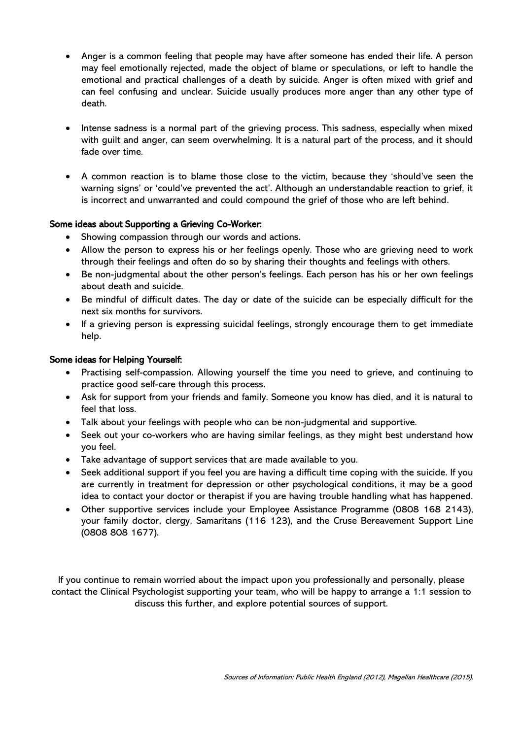- Anger is a common feeling that people may have after someone has ended their life. A person may feel emotionally rejected, made the object of blame or speculations, or left to handle the emotional and practical challenges of a death by suicide. Anger is often mixed with grief and can feel confusing and unclear. Suicide usually produces more anger than any other type of death.

- Intense sadness is a normal part of the grieving process. This sadness, especially when mixed with guilt and anger, can seem overwhelming. It is a natural part of the process, and it should fade over time.

- A common reaction is to blame those close to the victim, because they 'should've seen the warning signs' or 'could've prevented the act'. Although an understandable reaction to grief, it is incorrect and unwarranted and could compound the grief of those who are left behind.

**Some ideas about Supporting a Grieving Co-Worker:**

- Showing compassion through our words and actions.
- Allow the person to express his or her feelings openly. Those who are grieving need to work through their feelings and often do so by sharing their thoughts and feelings with others.
- Be non-judgmental about the other person's feelings. Each person has his or her own feelings about death and suicide.
- Be mindful of difficult dates. The day or date of the suicide can be especially difficult for the next six months for survivors.
- If a grieving person is expressing suicidal feelings, strongly encourage them to get immediate help.

**Some ideas for Helping Yourself:**

- Practising self-compassion. Allowing yourself the time you need to grieve, and continuing to practice good self-care through this process.
- Ask for support from your friends and family. Someone you know has died, and it is natural to feel that loss.
- Talk about your feelings with people who can be non-judgmental and supportive.
- Seek out your co-workers who are having similar feelings, as they might best understand how you feel.
- Take advantage of support services that are made available to you.
- Seek additional support if you feel you are having a difficult time coping with the suicide. If you are currently in treatment for depression or other psychological conditions, it may be a good idea to contact your doctor or therapist if you are having trouble handling what has happened.
- Other supportive services include your Employee Assistance Programme (0808 168 2143), your family doctor, clergy, Samaritans (116 123), and the Cruse Bereavement Support Line (0808 808 1677).

If you continue to remain worried about the impact upon you professionally and personally, please contact the Clinical Psychologist supporting your team, who will be happy to arrange a 1:1 session to discuss this further, and explore potential sources of support.

*Sources of Information: Public Health England (2012), Magellan Healthcare (2015).*